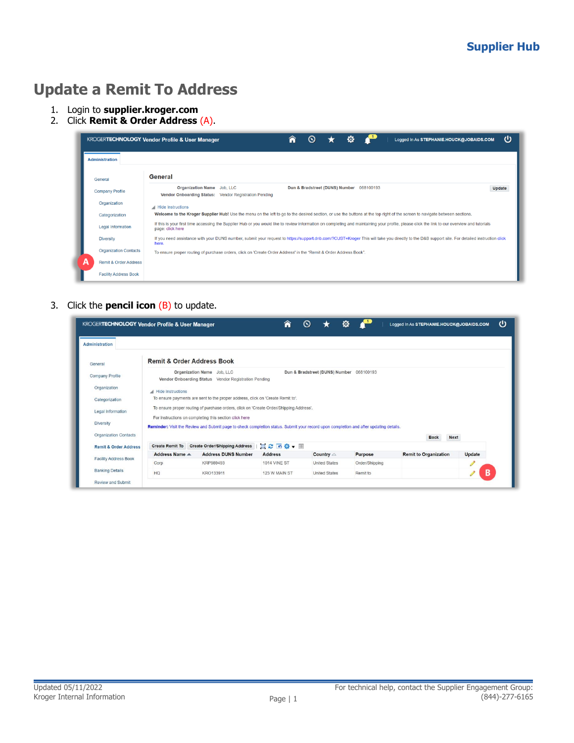# Update a Remit To Address

1. Login to **supplier.kroger.com**
2. Click **Remit & Order Address** (A).
3. Click the **pencil icon** (B) to update.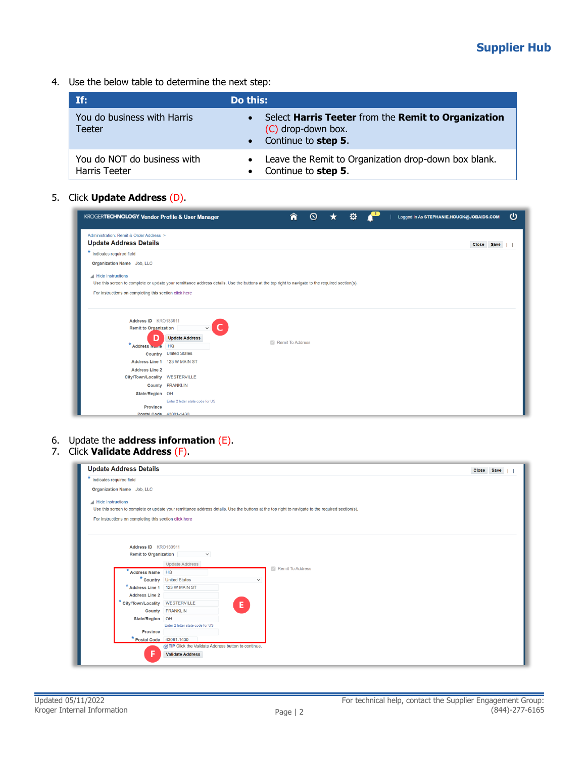4. Use the below table to determine the next step:

| If: | Do this: |
|---|---|
| You do business with Harris Teeter | • Select **Harris Teeter** from the **Remit to Organization** (C) drop-down box.<br>• Continue to **step 5**. |
| You do NOT do business with Harris Teeter | • Leave the Remit to Organization drop-down box blank.<br>• Continue to **step 5**. |

5. Click **Update Address** (D).

6. Update the **address information** (E).
7. Click **Validate Address** (F).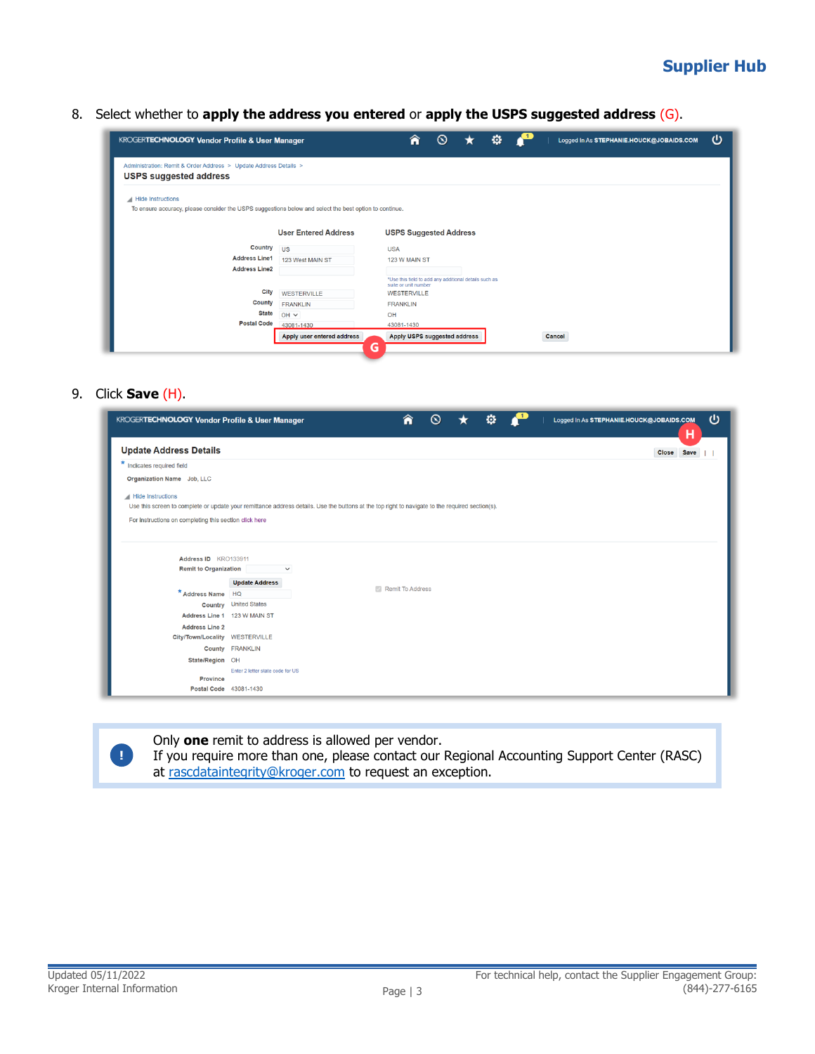8. Select whether to **apply the address you entered** or **apply the USPS suggested address** (G).

9. Click **Save** (H).

Only **one** remit to address is allowed per vendor.
If you require more than one, please contact our Regional Accounting Support Center (RASC) at rascdataintegrity@kroger.com to request an exception.

Updated 05/11/2022
Kroger Internal Information

For technical help, contact the Supplier Engagement Group:
(844)-277-6165